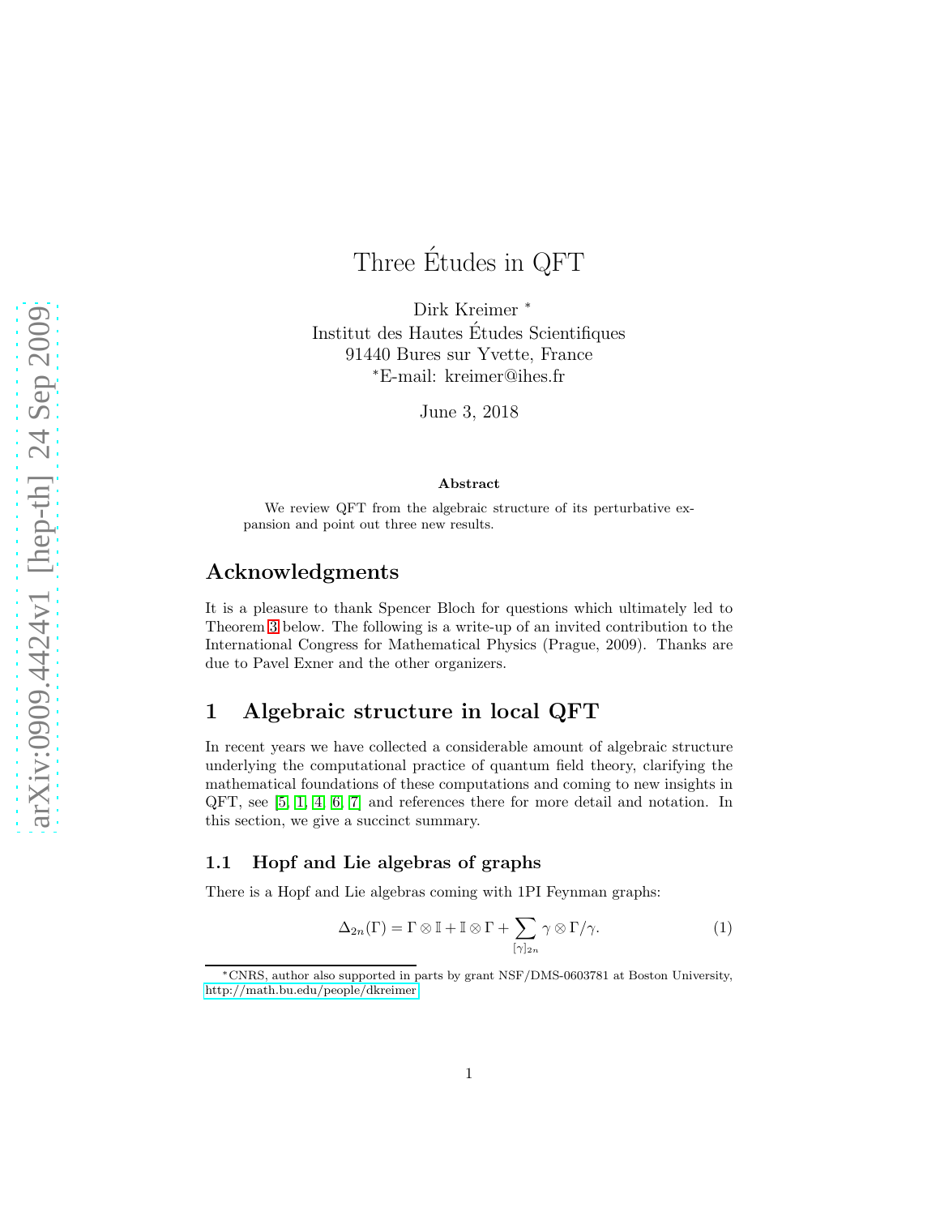# Three Études in QFT

Dirk Kreimer *
Institut des Hautes Études Scientifiques
91440 Bures sur Yvette, France
*E-mail: kreimer@ihes.fr

June 3, 2018

**Abstract**

We review QFT from the algebraic structure of its perturbative expansion and point out three new results.

## Acknowledgments

It is a pleasure to thank Spencer Bloch for questions which ultimately led to Theorem 3 below. The following is a write-up of an invited contribution to the International Congress for Mathematical Physics (Prague, 2009). Thanks are due to Pavel Exner and the other organizers.

## 1 Algebraic structure in local QFT

In recent years we have collected a considerable amount of algebraic structure underlying the computational practice of quantum field theory, clarifying the mathematical foundations of these computations and coming to new insights in QFT, see [5, 1, 4, 6, 7] and references there for more detail and notation. In this section, we give a succinct summary.

### 1.1 Hopf and Lie algebras of graphs

There is a Hopf and Lie algebras coming with 1PI Feynman graphs:

$$\Delta_{2n}(\Gamma) = \Gamma \otimes \mathbb{I} + \mathbb{I} \otimes \Gamma + \sum_{[\gamma]_{2n}} \gamma \otimes \Gamma/\gamma. \tag{1}$$

*CNRS, author also supported in parts by grant NSF/DMS-0603781 at Boston University, http://math.bu.edu/people/dkreimer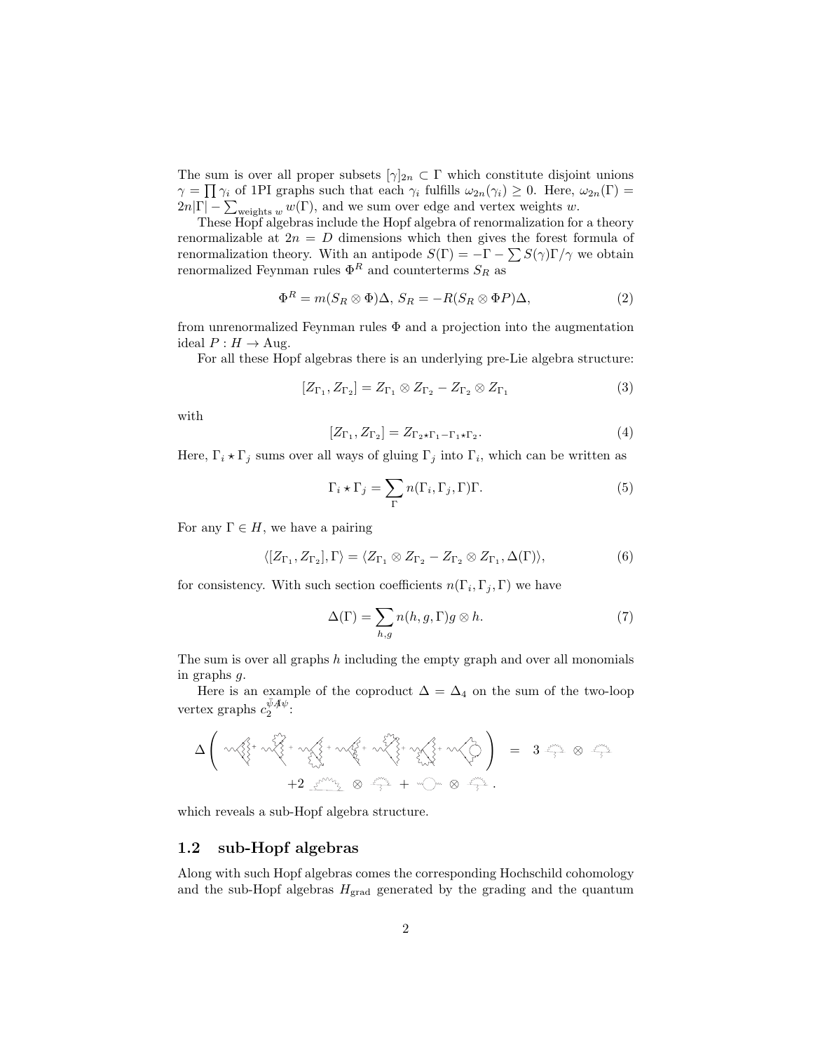The sum is over all proper subsets $[\gamma]_{2n} \subset \Gamma$ which constitute disjoint unions $\gamma = \prod \gamma_i$ of 1PI graphs such that each $\gamma_i$ fulfills $\omega_{2n}(\gamma_i) \geq 0$. Here, $\omega_{2n}(\Gamma) = 2n|\Gamma| - \sum_{\text{weights } w} w(\Gamma)$, and we sum over edge and vertex weights $w$.

These Hopf algebras include the Hopf algebra of renormalization for a theory renormalizable at $2n = D$ dimensions which then gives the forest formula of renormalization theory. With an antipode $S(\Gamma) = -\Gamma - \sum S(\gamma)\Gamma/\gamma$ we obtain renormalized Feynman rules $\Phi^R$ and counterterms $S_R$ as

$$\Phi^R = m(S_R \otimes \Phi)\Delta,\ S_R = -R(S_R \otimes \Phi P)\Delta, \tag{2}$$

from unrenormalized Feynman rules $\Phi$ and a projection into the augmentation ideal $P : H \to \text{Aug}$.

For all these Hopf algebras there is an underlying pre-Lie algebra structure:

$$[Z_{\Gamma_1}, Z_{\Gamma_2}] = Z_{\Gamma_1} \otimes Z_{\Gamma_2} - Z_{\Gamma_2} \otimes Z_{\Gamma_1} \tag{3}$$

with

$$[Z_{\Gamma_1}, Z_{\Gamma_2}] = Z_{\Gamma_2 \star \Gamma_1 - \Gamma_1 \star \Gamma_2}. \tag{4}$$

Here, $\Gamma_i \star \Gamma_j$ sums over all ways of gluing $\Gamma_j$ into $\Gamma_i$, which can be written as

$$\Gamma_i \star \Gamma_j = \sum_{\Gamma} n(\Gamma_i, \Gamma_j, \Gamma)\Gamma. \tag{5}$$

For any $\Gamma \in H$, we have a pairing

$$\langle [Z_{\Gamma_1}, Z_{\Gamma_2}], \Gamma \rangle = \langle Z_{\Gamma_1} \otimes Z_{\Gamma_2} - Z_{\Gamma_2} \otimes Z_{\Gamma_1}, \Delta(\Gamma) \rangle, \tag{6}$$

for consistency. With such section coefficients $n(\Gamma_i, \Gamma_j, \Gamma)$ we have

$$\Delta(\Gamma) = \sum_{h,g} n(h, g, \Gamma) g \otimes h. \tag{7}$$

The sum is over all graphs $h$ including the empty graph and over all monomials in graphs $g$.

Here is an example of the coproduct $\Delta = \Delta_4$ on the sum of the two-loop vertex graphs $c_2^{\bar{\psi}A\!\!\!/\psi}$:

$$\Delta\Bigl(\;\cdots\;\Bigr) = 3\ \cdots \otimes \cdots + 2\ \cdots \otimes \cdots + \cdots \otimes \cdots .$$

which reveals a sub-Hopf algebra structure.

## 1.2 sub-Hopf algebras

Along with such Hopf algebras comes the corresponding Hochschild cohomology and the sub-Hopf algebras $H_{\text{grad}}$ generated by the grading and the quantum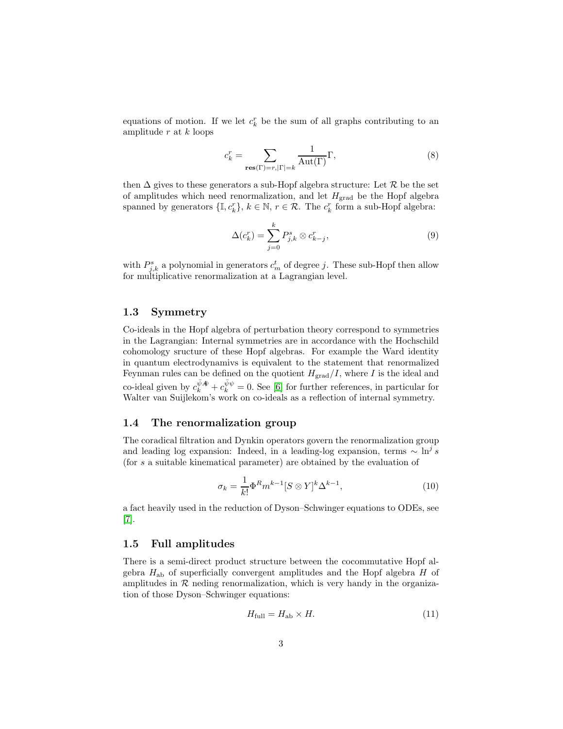equations of motion. If we let $c_k^r$ be the sum of all graphs contributing to an amplitude $r$ at $k$ loops

$$c_k^r = \sum_{\mathbf{res}(\Gamma)=r, |\Gamma|=k} \frac{1}{\mathrm{Aut}(\Gamma)} \Gamma, \tag{8}$$

then $\Delta$ gives to these generators a sub-Hopf algebra structure: Let $\mathcal{R}$ be the set of amplitudes which need renormalization, and let $H_{\mathrm{grad}}$ be the Hopf algebra spanned by generators $\{\mathbb{I}, c_k^r\}$, $k \in \mathbb{N}$, $r \in \mathcal{R}$. The $c_k^r$ form a sub-Hopf algebra:

$$\Delta(c_k^r) = \sum_{j=0}^{k} P_{j,k}^s \otimes c_{k-j}^r, \tag{9}$$

with $P_{j,k}^s$ a polynomial in generators $c_m^t$ of degree $j$. These sub-Hopf then allow for multiplicative renormalization at a Lagrangian level.

## 1.3 Symmetry

Co-ideals in the Hopf algebra of perturbation theory correspond to symmetries in the Lagrangian: Internal symmetries are in accordance with the Hochschild cohomology sructure of these Hopf algebras. For example the Ward identity in quantum electrodynamivs is equivalent to the statement that renormalized Feynman rules can be defined on the quotient $H_{\mathrm{grad}}/I$, where $I$ is the ideal and co-ideal given by $c_k^{\bar{\psi}A\!\!\!/\psi} + c_k^{\bar{\psi}\psi} = 0$. See [6] for further references, in particular for Walter van Suijlekom's work on co-ideals as a reflection of internal symmetry.

## 1.4 The renormalization group

The coradical filtration and Dynkin operators govern the renormalization group and leading log expansion: Indeed, in a leading-log expansion, terms $\sim \ln^j s$ (for $s$ a suitable kinematical parameter) are obtained by the evaluation of

$$\sigma_k = \frac{1}{k!} \Phi^R m^{k-1} [S \otimes Y]^k \Delta^{k-1}, \tag{10}$$

a fact heavily used in the reduction of Dyson–Schwinger equations to ODEs, see [7].

## 1.5 Full amplitudes

There is a semi-direct product structure between the cocommutative Hopf algebra $H_{\mathrm{ab}}$ of superficially convergent amplitudes and the Hopf algebra $H$ of amplitudes in $\mathcal{R}$ neding renormalization, which is very handy in the organization of those Dyson–Schwinger equations:

$$H_{\mathrm{full}} = H_{\mathrm{ab}} \times H. \tag{11}$$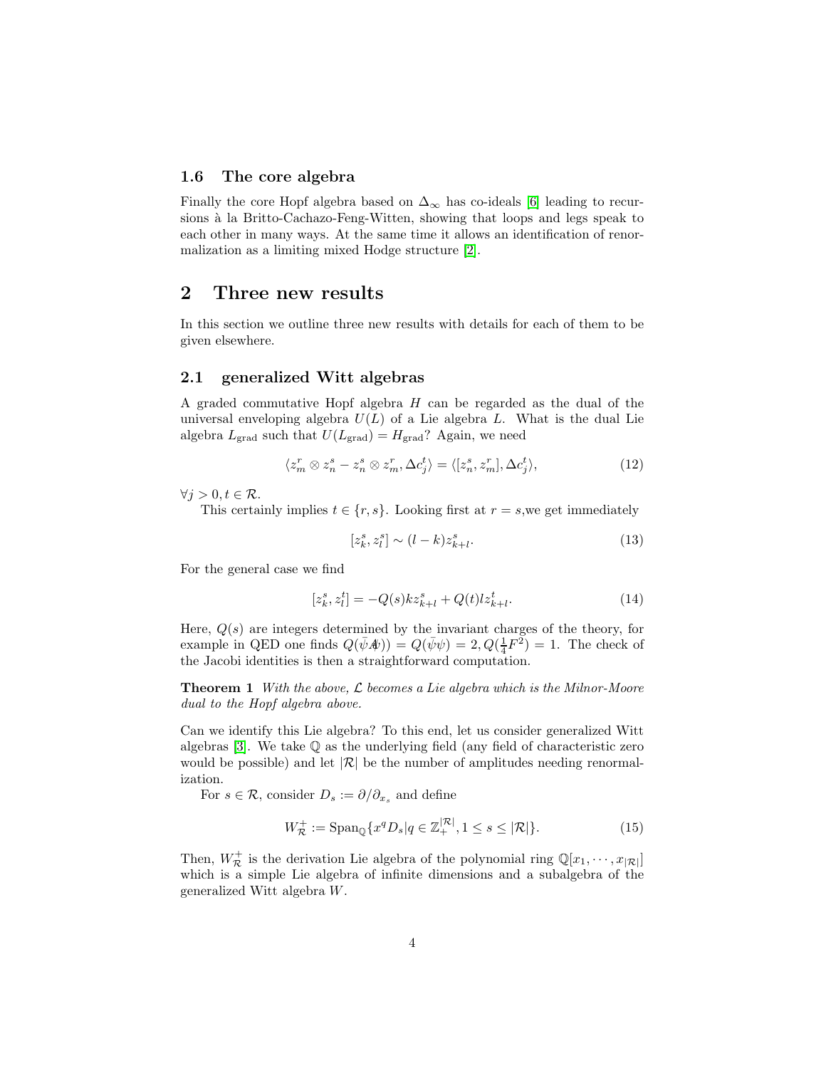### 1.6 The core algebra

Finally the core Hopf algebra based on $\Delta_\infty$ has co-ideals [6] leading to recursions à la Britto-Cachazo-Feng-Witten, showing that loops and legs speak to each other in many ways. At the same time it allows an identification of renormalization as a limiting mixed Hodge structure [2].

## 2 Three new results

In this section we outline three new results with details for each of them to be given elsewhere.

### 2.1 generalized Witt algebras

A graded commutative Hopf algebra $H$ can be regarded as the dual of the universal enveloping algebra $U(L)$ of a Lie algebra $L$. What is the dual Lie algebra $L_{\text{grad}}$ such that $U(L_{\text{grad}}) = H_{\text{grad}}$? Again, we need

$$\langle z_m^r \otimes z_n^s - z_n^s \otimes z_m^r, \Delta c_j^t \rangle = \langle [z_n^s, z_m^r], \Delta c_j^t \rangle, \tag{12}$$

$\forall j > 0, t \in \mathcal{R}$.

This certainly implies $t \in \{r, s\}$. Looking first at $r = s$,we get immediately

$$[z_k^s, z_l^s] \sim (l-k) z_{k+l}^s. \tag{13}$$

For the general case we find

$$[z_k^s, z_l^t] = -Q(s) k z_{k+l}^s + Q(t) l z_{k+l}^t. \tag{14}$$

Here, $Q(s)$ are integers determined by the invariant charges of the theory, for example in QED one finds $Q(\bar{\psi}A\!\!\!/\psi)) = Q(\bar{\psi}\psi) = 2, Q(\frac{1}{4}F^2) = 1$. The check of the Jacobi identities is then a straightforward computation.

**Theorem 1** *With the above, $\mathcal{L}$ becomes a Lie algebra which is the Milnor-Moore dual to the Hopf algebra above.*

Can we identify this Lie algebra? To this end, let us consider generalized Witt algebras [3]. We take $\mathbb{Q}$ as the underlying field (any field of characteristic zero would be possible) and let $|\mathcal{R}|$ be the number of amplitudes needing renormalization.

For $s \in \mathcal{R}$, consider $D_s := \partial/\partial_{x_s}$ and define

$$W_{\mathcal{R}}^+ := \text{Span}_{\mathbb{Q}}\{x^q D_s | q \in \mathbb{Z}_+^{|\mathcal{R}|}, 1 \leq s \leq |\mathcal{R}|\}. \tag{15}$$

Then, $W_{\mathcal{R}}^+$ is the derivation Lie algebra of the polynomial ring $\mathbb{Q}[x_1, \cdots, x_{|\mathcal{R}|}]$ which is a simple Lie algebra of infinite dimensions and a subalgebra of the generalized Witt algebra $W$.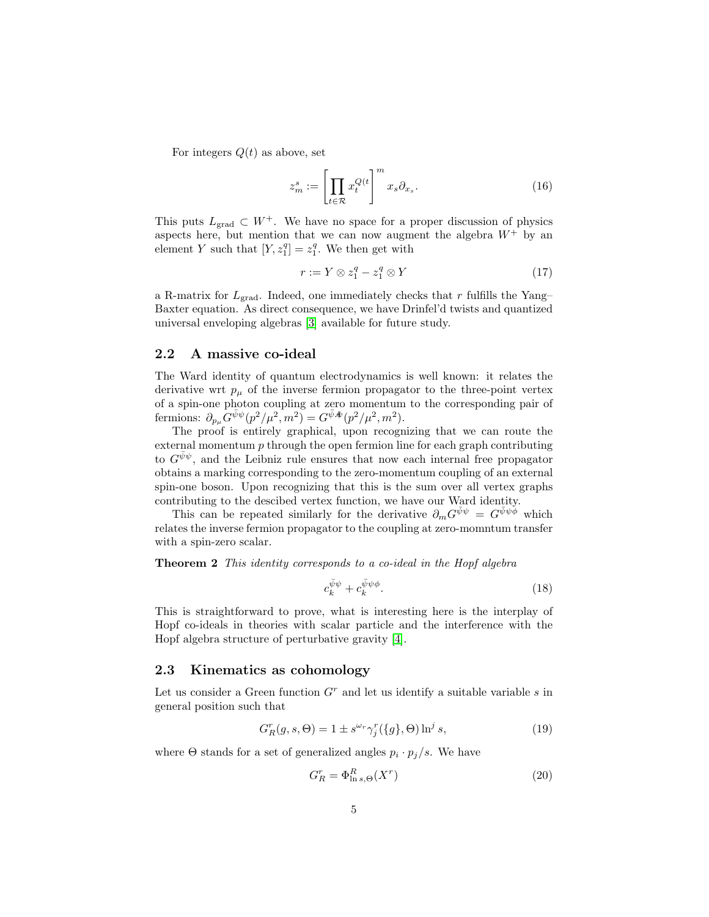For integers $Q(t)$ as above, set

$$z_m^s := \left[\prod_{t\in\mathcal{R}} x_t^{Q(t}\right]^m x_s \partial_{x_s}. \tag{16}$$

This puts $L_{\text{grad}} \subset W^+$. We have no space for a proper discussion of physics aspects here, but mention that we can now augment the algebra $W^+$ by an element $Y$ such that $[Y, z_1^q] = z_1^q$. We then get with

$$r := Y \otimes z_1^q - z_1^q \otimes Y \tag{17}$$

a R-matrix for $L_{\text{grad}}$. Indeed, one immediately checks that $r$ fulfills the Yang–Baxter equation. As direct consequence, we have Drinfel'd twists and quantized universal enveloping algebras [3] available for future study.

### 2.2 A massive co-ideal

The Ward identity of quantum electrodynamics is well known: it relates the derivative wrt $p_\mu$ of the inverse fermion propagator to the three-point vertex of a spin-one photon coupling at zero momentum to the corresponding pair of fermions: $\partial_{p_\mu} G^{\bar\psi\psi}(p^2/\mu^2, m^2) = G^{\bar\psi A\!\!\!/\psi}(p^2/\mu^2, m^2)$.

The proof is entirely graphical, upon recognizing that we can route the external momentum $p$ through the open fermion line for each graph contributing to $G^{\bar\psi\psi}$, and the Leibniz rule ensures that now each internal free propagator obtains a marking corresponding to the zero-momentum coupling of an external spin-one boson. Upon recognizing that this is the sum over all vertex graphs contributing to the descibed vertex function, we have our Ward identity.

This can be repeated similarly for the derivative $\partial_m G^{\bar\psi\psi} = G^{\bar\psi\psi\phi}$ which relates the inverse fermion propagator to the coupling at zero-momntum transfer with a spin-zero scalar.

**Theorem 2** *This identity corresponds to a co-ideal in the Hopf algebra*

$$c_k^{\bar\psi\psi} + c_k^{\bar\psi\psi\phi}. \tag{18}$$

This is straightforward to prove, what is interesting here is the interplay of Hopf co-ideals in theories with scalar particle and the interference with the Hopf algebra structure of perturbative gravity [4].

### 2.3 Kinematics as cohomology

Let us consider a Green function $G^r$ and let us identify a suitable variable $s$ in general position such that

$$G_R^r(g, s, \Theta) = 1 \pm s^{\omega_r} \gamma_j^r(\{g\}, \Theta) \ln^j s, \tag{19}$$

where $\Theta$ stands for a set of generalized angles $p_i \cdot p_j/s$. We have

$$G_R^r = \Phi_{\ln s,\Theta}^R(X^r) \tag{20}$$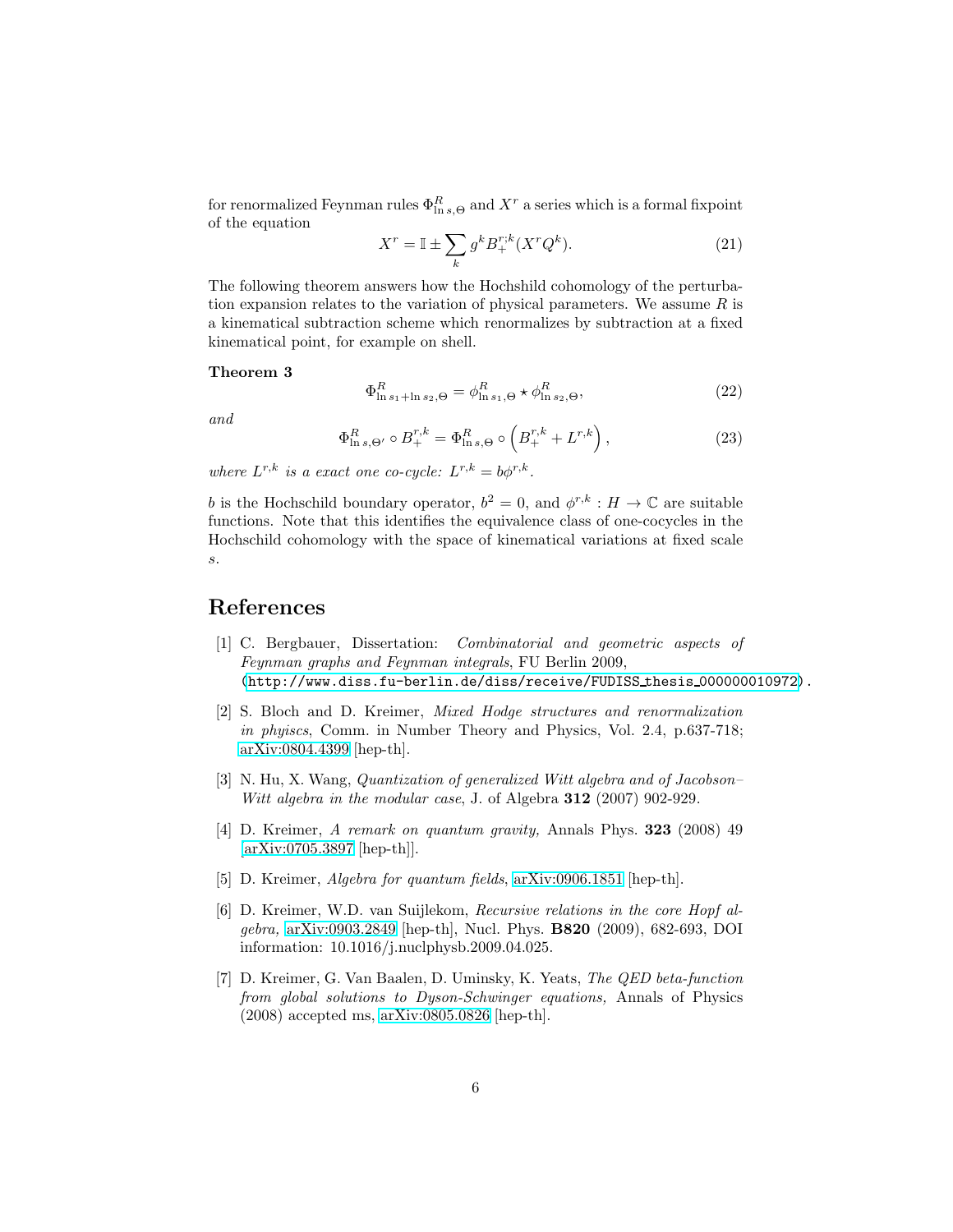for renormalized Feynman rules $\Phi^R_{\ln s,\Theta}$ and $X^r$ a series which is a formal fixpoint of the equation

$$X^r = \mathbb{I} \pm \sum_k g^k B_+^{r;k}(X^r Q^k). \tag{21}$$

The following theorem answers how the Hochshild cohomology of the perturbation expansion relates to the variation of physical parameters. We assume $R$ is a kinematical subtraction scheme which renormalizes by subtraction at a fixed kinematical point, for example on shell.

**Theorem 3**

$$\Phi^R_{\ln s_1 + \ln s_2,\Theta} = \phi^R_{\ln s_1,\Theta} \star \phi^R_{\ln s_2,\Theta}, \tag{22}$$

*and*

$$\Phi^R_{\ln s,\Theta'} \circ B_+^{r,k} = \Phi^R_{\ln s,\Theta} \circ \left(B_+^{r,k} + L^{r,k}\right), \tag{23}$$

*where $L^{r,k}$ is a exact one co-cycle: $L^{r,k} = b\phi^{r,k}$.*

$b$ is the Hochschild boundary operator, $b^2 = 0$, and $\phi^{r,k} : H \to \mathbb{C}$ are suitable functions. Note that this identifies the equivalence class of one-cocycles in the Hochschild cohomology with the space of kinematical variations at fixed scale $s$.

## References

[1] C. Bergbauer, Dissertation: *Combinatorial and geometric aspects of Feynman graphs and Feynman integrals*, FU Berlin 2009, (http://www.diss.fu-berlin.de/diss/receive/FUDISS_thesis_000000010972).

[2] S. Bloch and D. Kreimer, *Mixed Hodge structures and renormalization in phyiscs*, Comm. in Number Theory and Physics, Vol. 2.4, p.637-718; arXiv:0804.4399 [hep-th].

[3] N. Hu, X. Wang, *Quantization of generalized Witt algebra and of Jacobson–Witt algebra in the modular case*, J. of Algebra **312** (2007) 902-929.

[4] D. Kreimer, *A remark on quantum gravity,* Annals Phys. **323** (2008) 49 [arXiv:0705.3897 [hep-th]].

[5] D. Kreimer, *Algebra for quantum fields*, arXiv:0906.1851 [hep-th].

[6] D. Kreimer, W.D. van Suijlekom, *Recursive relations in the core Hopf algebra,* arXiv:0903.2849 [hep-th], Nucl. Phys. **B820** (2009), 682-693, DOI information: 10.1016/j.nuclphysb.2009.04.025.

[7] D. Kreimer, G. Van Baalen, D. Uminsky, K. Yeats, *The QED beta-function from global solutions to Dyson-Schwinger equations,* Annals of Physics (2008) accepted ms, arXiv:0805.0826 [hep-th].